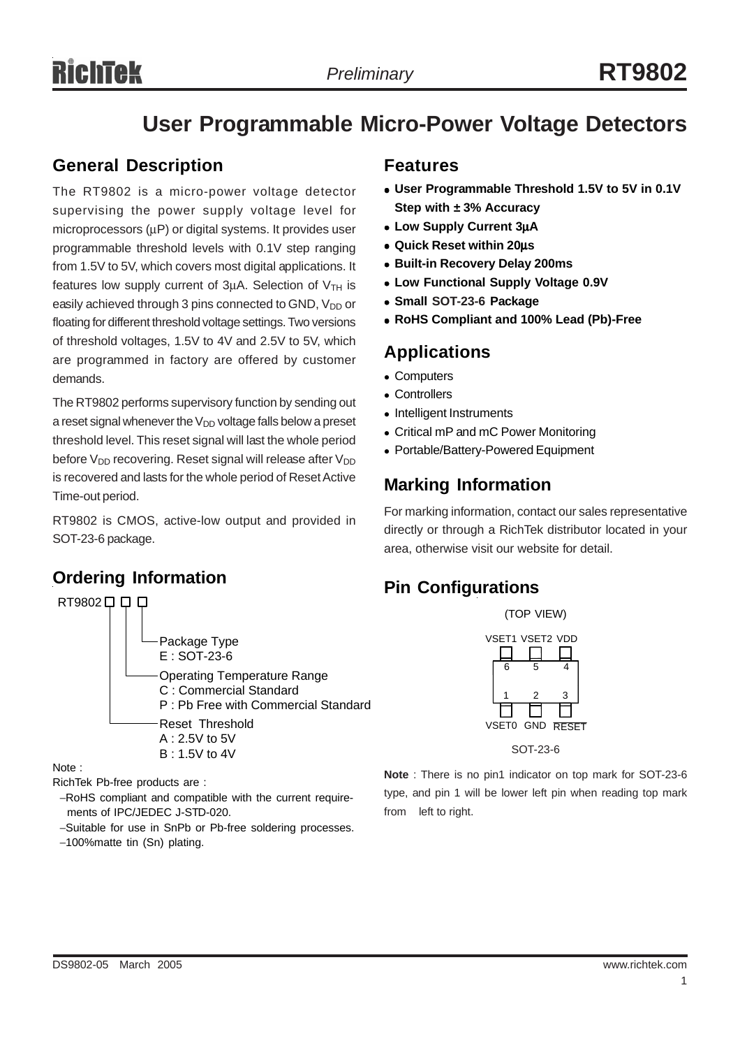# User Programmable Micro-Power Voltage Detectors

## General Description

The RT9802 is a micro-power voltage detector supervising the power supply voltage level for microprocessors (μP) or digital systems. It provides user programmable threshold levels with 0.1V step ranging from 1.5V to 5V, which covers most digital applications. It features low supply current of 3μA. Selection of $V_{TH}$ is easily achieved through 3 pins connected to GND, $V_{DD}$ or floating for different threshold voltage settings. Two versions of threshold voltages, 1.5V to 4V and 2.5V to 5V, which are programmed in factory are offered by customer demands.

The RT9802 performs supervisory function by sending out a reset signal whenever the $V_{DD}$ voltage falls below a preset threshold level. This reset signal will last the whole period before $V_{DD}$ recovering. Reset signal will release after $V_{DD}$ is recovered and lasts for the whole period of Reset Active Time-out period.

RT9802 is CMOS, active-low output and provided in SOT-23-6 package.

## Ordering Information

RT9802 □ □ □

- Package Type
  - E : SOT-23-6
- Operating Temperature Range
  - C : Commercial Standard
  - P : Pb Free with Commercial Standard
- Reset Threshold
  - A : 2.5V to 5V
  - B : 1.5V to 4V

Note :

RichTek Pb-free products are :

- RoHS compliant and compatible with the current requirements of IPC/JEDEC J-STD-020.
- Suitable for use in SnPb or Pb-free soldering processes.
- 100%matte tin (Sn) plating.

## Features

- **User Programmable Threshold 1.5V to 5V in 0.1V Step with ± 3% Accuracy**
- **Low Supply Current 3μA**
- **Quick Reset within 20μs**
- **Built-in Recovery Delay 200ms**
- **Low Functional Supply Voltage 0.9V**
- **Small SOT-23-6 Package**
- **RoHS Compliant and 100% Lead (Pb)-Free**

## Applications

- Computers
- Controllers
- Intelligent Instruments
- Critical mP and mC Power Monitoring
- Portable/Battery-Powered Equipment

## Marking Information

For marking information, contact our sales representative directly or through a RichTek distributor located in your area, otherwise visit our website for detail.

## Pin Configurations

(TOP VIEW)

| Pin | Name |
|---|---|
| 6 | VSET1 |
| 5 | VSET2 |
| 4 | VDD |
| 1 | VSET0 |
| 2 | GND |
| 3 | $\overline{RESET}$ |

SOT-23-6

**Note** : There is no pin1 indicator on top mark for SOT-23-6 type, and pin 1 will be lower left pin when reading top mark from left to right.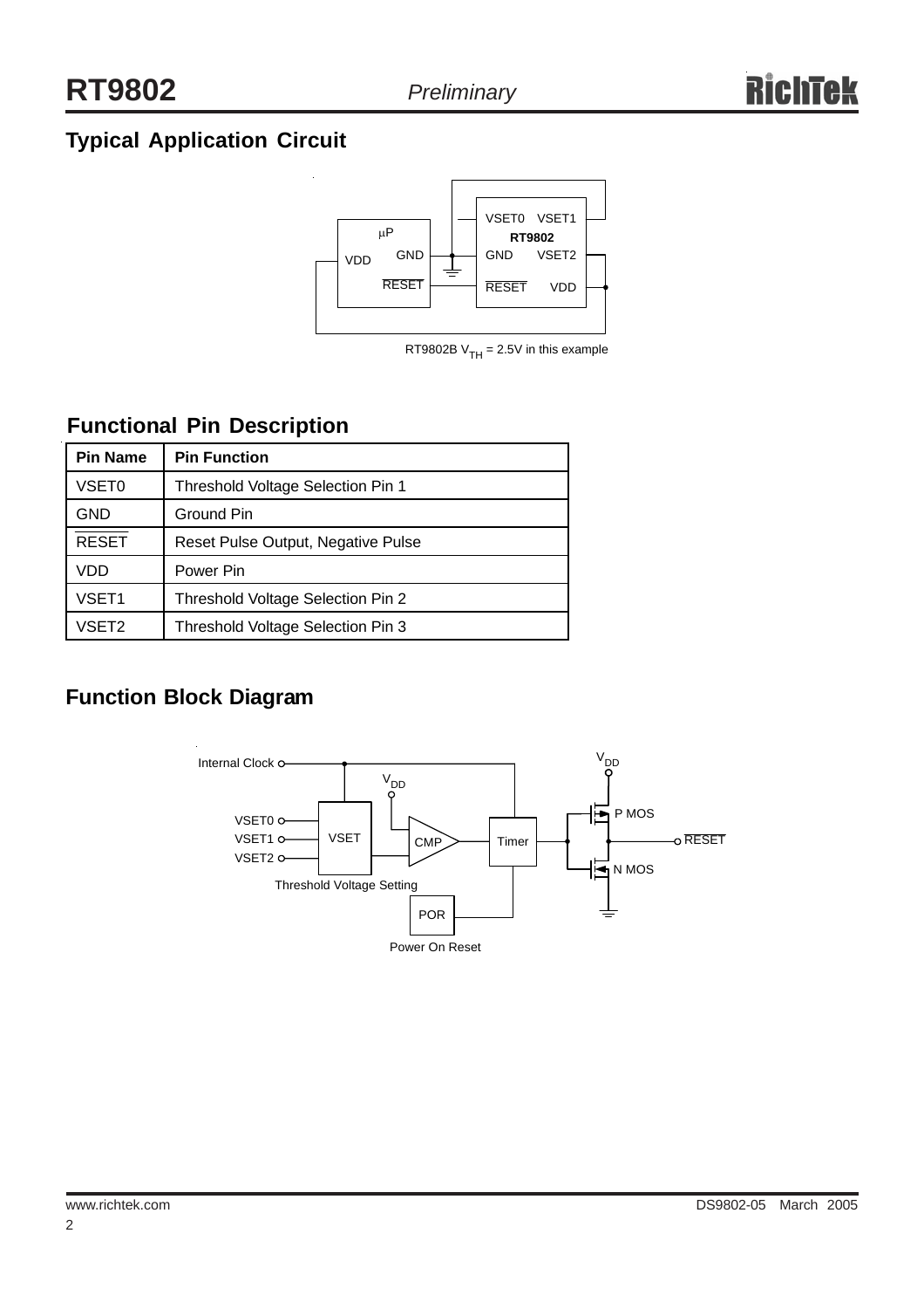## Typical Application Circuit

RT9802B $V_{TH}$ = 2.5V in this example

## Functional Pin Description

| Pin Name | Pin Function |
|---|---|
| VSET0 | Threshold Voltage Selection Pin 1 |
| GND | Ground Pin |
| $\overline{\text{RESET}}$ | Reset Pulse Output, Negative Pulse |
| VDD | Power Pin |
| VSET1 | Threshold Voltage Selection Pin 2 |
| VSET2 | Threshold Voltage Selection Pin 3 |

## Function Block Diagram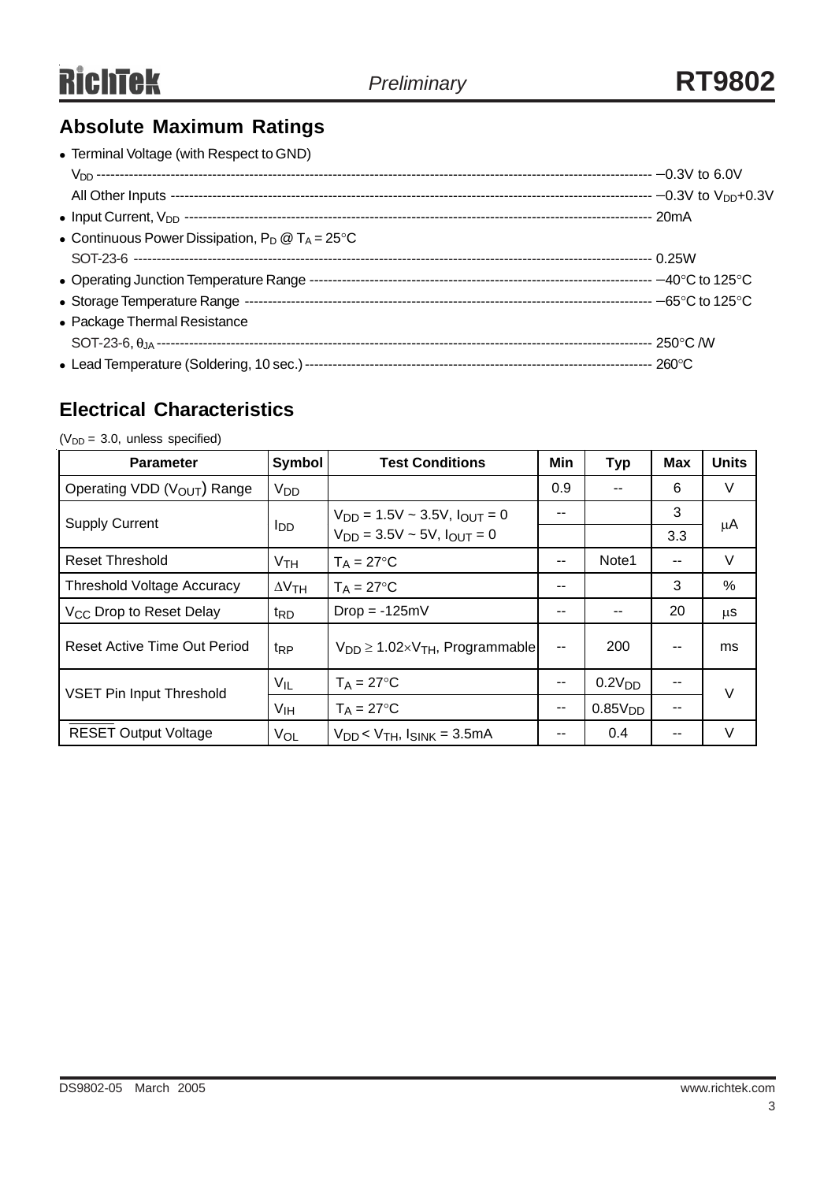## Absolute Maximum Ratings

- Terminal Voltage (with Respect to GND)
  - $V_{DD}$ ---------- −0.3V to 6.0V
  - All Other Inputs ---------- −0.3V to $V_{DD}$+0.3V
- Input Current, $V_{DD}$ ---------- 20mA
- Continuous Power Dissipation, $P_D$ @ $T_A$ = 25°C
  - SOT-23-6 ---------- 0.25W
- Operating Junction Temperature Range ---------- −40°C to 125°C
- Storage Temperature Range ---------- −65°C to 125°C
- Package Thermal Resistance
  - SOT-23-6, $\theta_{JA}$ ---------- 250°C /W
- Lead Temperature (Soldering, 10 sec.) ---------- 260°C

## Electrical Characteristics

($V_{DD}$ = 3.0, unless specified)

| Parameter | Symbol | Test Conditions | Min | Typ | Max | Units |
|---|---|---|---|---|---|---|
| Operating VDD ($V_{OUT}$) Range | $V_{DD}$ | | 0.9 | -- | 6 | V |
| Supply Current | $I_{DD}$ | $V_{DD}$ = 1.5V ~ 3.5V, $I_{OUT}$ = 0 | -- | | 3 | μA |
| | | $V_{DD}$ = 3.5V ~ 5V, $I_{OUT}$ = 0 | | | 3.3 | |
| Reset Threshold | $V_{TH}$ | $T_A$ = 27°C | -- | Note1 | -- | V |
| Threshold Voltage Accuracy | $\Delta V_{TH}$ | $T_A$ = 27°C | -- | | 3 | % |
| $V_{CC}$ Drop to Reset Delay | $t_{RD}$ | Drop = -125mV | -- | -- | 20 | μs |
| Reset Active Time Out Period | $t_{RP}$ | $V_{DD} \geq 1.02 \times V_{TH}$, Programmable | -- | 200 | -- | ms |
| VSET Pin Input Threshold | $V_{IL}$ | $T_A$ = 27°C | -- | $0.2V_{DD}$ | -- | V |
| | $V_{IH}$ | $T_A$ = 27°C | -- | $0.85V_{DD}$ | -- | |
| $\overline{RESET}$ Output Voltage | $V_{OL}$ | $V_{DD} < V_{TH}$, $I_{SINK}$ = 3.5mA | -- | 0.4 | -- | V |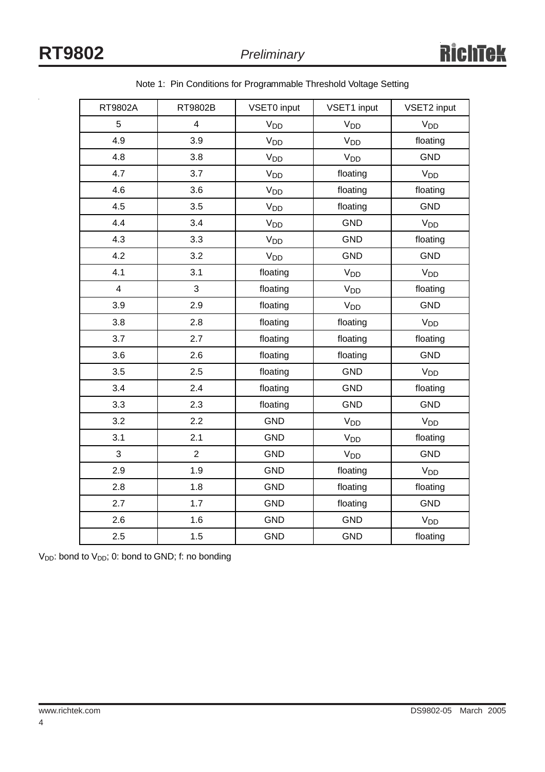Note 1: Pin Conditions for Programmable Threshold Voltage Setting

| RT9802A | RT9802B | VSET0 input | VSET1 input | VSET2 input |
|---|---|---|---|---|
| 5 | 4 | $V_{DD}$ | $V_{DD}$ | $V_{DD}$ |
| 4.9 | 3.9 | $V_{DD}$ | $V_{DD}$ | floating |
| 4.8 | 3.8 | $V_{DD}$ | $V_{DD}$ | GND |
| 4.7 | 3.7 | $V_{DD}$ | floating | $V_{DD}$ |
| 4.6 | 3.6 | $V_{DD}$ | floating | floating |
| 4.5 | 3.5 | $V_{DD}$ | floating | GND |
| 4.4 | 3.4 | $V_{DD}$ | GND | $V_{DD}$ |
| 4.3 | 3.3 | $V_{DD}$ | GND | floating |
| 4.2 | 3.2 | $V_{DD}$ | GND | GND |
| 4.1 | 3.1 | floating | $V_{DD}$ | $V_{DD}$ |
| 4 | 3 | floating | $V_{DD}$ | floating |
| 3.9 | 2.9 | floating | $V_{DD}$ | GND |
| 3.8 | 2.8 | floating | floating | $V_{DD}$ |
| 3.7 | 2.7 | floating | floating | floating |
| 3.6 | 2.6 | floating | floating | GND |
| 3.5 | 2.5 | floating | GND | $V_{DD}$ |
| 3.4 | 2.4 | floating | GND | floating |
| 3.3 | 2.3 | floating | GND | GND |
| 3.2 | 2.2 | GND | $V_{DD}$ | $V_{DD}$ |
| 3.1 | 2.1 | GND | $V_{DD}$ | floating |
| 3 | 2 | GND | $V_{DD}$ | GND |
| 2.9 | 1.9 | GND | floating | $V_{DD}$ |
| 2.8 | 1.8 | GND | floating | floating |
| 2.7 | 1.7 | GND | floating | GND |
| 2.6 | 1.6 | GND | GND | $V_{DD}$ |
| 2.5 | 1.5 | GND | GND | floating |

$V_{DD}$: bond to $V_{DD}$; 0: bond to GND; f: no bonding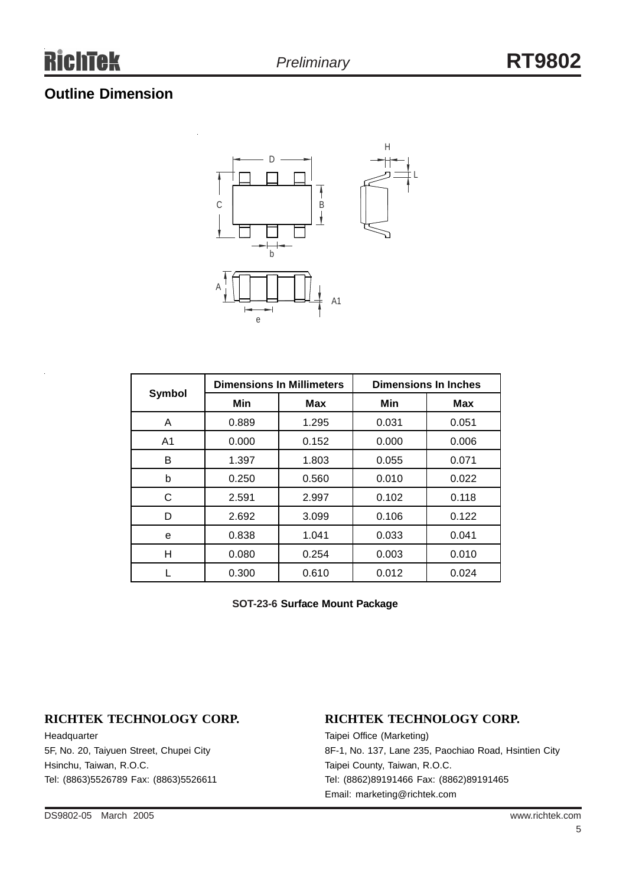## Outline Dimension

D
H
L
C
B
b
A
A1
e

| Symbol | Dimensions In Millimeters | | Dimensions In Inches | |
|---|---|---|---|---|
| | Min | Max | Min | Max |
| A | 0.889 | 1.295 | 0.031 | 0.051 |
| A1 | 0.000 | 0.152 | 0.000 | 0.006 |
| B | 1.397 | 1.803 | 0.055 | 0.071 |
| b | 0.250 | 0.560 | 0.010 | 0.022 |
| C | 2.591 | 2.997 | 0.102 | 0.118 |
| D | 2.692 | 3.099 | 0.106 | 0.122 |
| e | 0.838 | 1.041 | 0.033 | 0.041 |
| H | 0.080 | 0.254 | 0.003 | 0.010 |
| L | 0.300 | 0.610 | 0.012 | 0.024 |

**SOT-23-6 Surface Mount Package**

**RICHTEK TECHNOLOGY CORP.**

Headquarter
5F, No. 20, Taiyuen Street, Chupei City
Hsinchu, Taiwan, R.O.C.
Tel: (8863)5526789 Fax: (8863)5526611

**RICHTEK TECHNOLOGY CORP.**

Taipei Office (Marketing)
8F-1, No. 137, Lane 235, Paochiao Road, Hsintien City
Taipei County, Taiwan, R.O.C.
Tel: (8862)89191466 Fax: (8862)89191465
Email: marketing@richtek.com